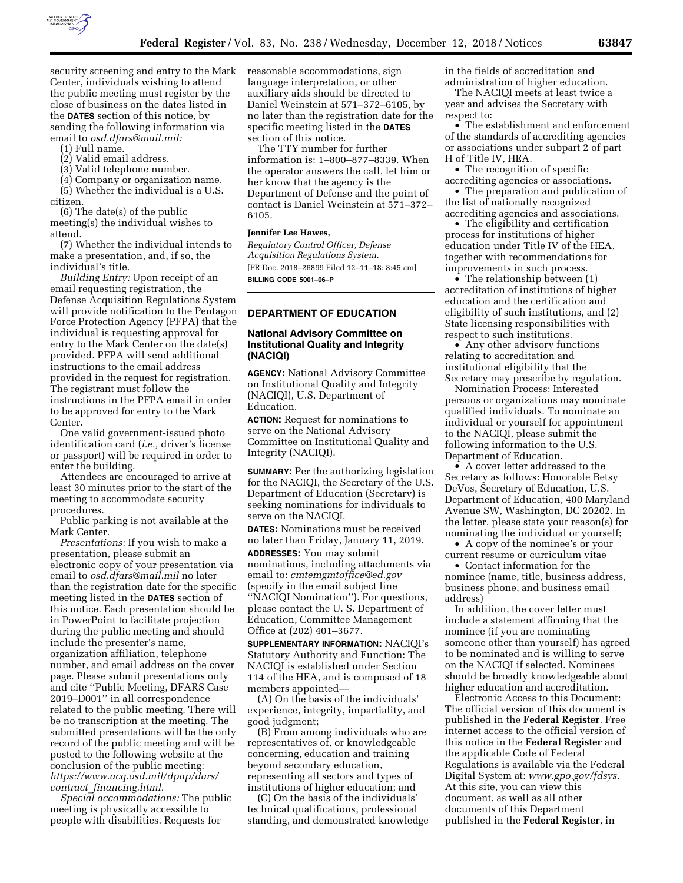security screening and entry to the Mark Center, individuals wishing to attend the public meeting must register by the close of business on the dates listed in the **DATES** section of this notice, by sending the following information via email to *osd.dfars@mail.mil:*

(1) Full name.

(2) Valid email address.

(3) Valid telephone number.

(4) Company or organization name.

(5) Whether the individual is a U.S. citizen.

(6) The date(s) of the public meeting(s) the individual wishes to attend.

(7) Whether the individual intends to make a presentation, and, if so, the individual's title.

*Building Entry:* Upon receipt of an email requesting registration, the Defense Acquisition Regulations System will provide notification to the Pentagon Force Protection Agency (PFPA) that the individual is requesting approval for entry to the Mark Center on the date(s) provided. PFPA will send additional instructions to the email address provided in the request for registration. The registrant must follow the instructions in the PFPA email in order to be approved for entry to the Mark Center.

One valid government-issued photo identification card (*i.e.,* driver's license or passport) will be required in order to enter the building.

Attendees are encouraged to arrive at least 30 minutes prior to the start of the meeting to accommodate security procedures.

Public parking is not available at the Mark Center.

*Presentations:* If you wish to make a presentation, please submit an electronic copy of your presentation via email to *osd.dfars@mail.mil* no later than the registration date for the specific meeting listed in the **DATES** section of this notice. Each presentation should be in PowerPoint to facilitate projection during the public meeting and should include the presenter's name, organization affiliation, telephone number, and email address on the cover page. Please submit presentations only and cite ''Public Meeting, DFARS Case 2019–D001'' in all correspondence related to the public meeting. There will be no transcription at the meeting. The submitted presentations will be the only record of the public meeting and will be posted to the following website at the conclusion of the public meeting: *https://www.acq.osd.mil/dpap/dars/contract_financing.html.*

*Special accommodations:* The public meeting is physically accessible to people with disabilities. Requests for reasonable accommodations, sign language interpretation, or other auxiliary aids should be directed to Daniel Weinstein at 571–372–6105, by no later than the registration date for the specific meeting listed in the **DATES** section of this notice.

The TTY number for further information is: 1–800–877–8339. When the operator answers the call, let him or her know that the agency is the Department of Defense and the point of contact is Daniel Weinstein at 571–372–6105.

**Jennifer Lee Hawes,**

*Regulatory Control Officer, Defense Acquisition Regulations System.*

[FR Doc. 2018–26899 Filed 12–11–18; 8:45 am]

**BILLING CODE 5001–06–P**

## DEPARTMENT OF EDUCATION

### National Advisory Committee on Institutional Quality and Integrity (NACIQI)

**AGENCY:** National Advisory Committee on Institutional Quality and Integrity (NACIQI), U.S. Department of Education.

**ACTION:** Request for nominations to serve on the National Advisory Committee on Institutional Quality and Integrity (NACIQI).

**SUMMARY:** Per the authorizing legislation for the NACIQI, the Secretary of the U.S. Department of Education (Secretary) is seeking nominations for individuals to serve on the NACIQI.

**DATES:** Nominations must be received no later than Friday, January 11, 2019.

**ADDRESSES:** You may submit nominations, including attachments via email to: *cmtemgmtoffice@ed.gov* (specify in the email subject line ''NACIQI Nomination''). For questions, please contact the U. S. Department of Education, Committee Management Office at (202) 401–3677.

**SUPPLEMENTARY INFORMATION:** NACIQI's Statutory Authority and Function: The NACIQI is established under Section 114 of the HEA, and is composed of 18 members appointed—

(A) On the basis of the individuals' experience, integrity, impartiality, and good judgment;

(B) From among individuals who are representatives of, or knowledgeable concerning, education and training beyond secondary education, representing all sectors and types of institutions of higher education; and

(C) On the basis of the individuals' technical qualifications, professional standing, and demonstrated knowledge in the fields of accreditation and administration of higher education.

The NACIQI meets at least twice a year and advises the Secretary with respect to:

- The establishment and enforcement of the standards of accrediting agencies or associations under subpart 2 of part H of Title IV, HEA.
- The recognition of specific accrediting agencies or associations.
- The preparation and publication of the list of nationally recognized accrediting agencies and associations.
- The eligibility and certification process for institutions of higher education under Title IV of the HEA, together with recommendations for improvements in such process.
- The relationship between (1) accreditation of institutions of higher education and the certification and eligibility of such institutions, and (2) State licensing responsibilities with respect to such institutions.
- Any other advisory functions relating to accreditation and institutional eligibility that the Secretary may prescribe by regulation.

Nomination Process: Interested persons or organizations may nominate qualified individuals. To nominate an individual or yourself for appointment to the NACIQI, please submit the following information to the U.S. Department of Education.

- A cover letter addressed to the Secretary as follows: Honorable Betsy DeVos, Secretary of Education, U.S. Department of Education, 400 Maryland Avenue SW, Washington, DC 20202. In the letter, please state your reason(s) for nominating the individual or yourself;
- A copy of the nominee's or your current resume or curriculum vitae
- Contact information for the nominee (name, title, business address, business phone, and business email address)

In addition, the cover letter must include a statement affirming that the nominee (if you are nominating someone other than yourself) has agreed to be nominated and is willing to serve on the NACIQI if selected. Nominees should be broadly knowledgeable about higher education and accreditation.

Electronic Access to this Document: The official version of this document is published in the **Federal Register**. Free internet access to the official version of this notice in the **Federal Register** and the applicable Code of Federal Regulations is available via the Federal Digital System at: *www.gpo.gov/fdsys.* At this site, you can view this document, as well as all other documents of this Department published in the **Federal Register**, in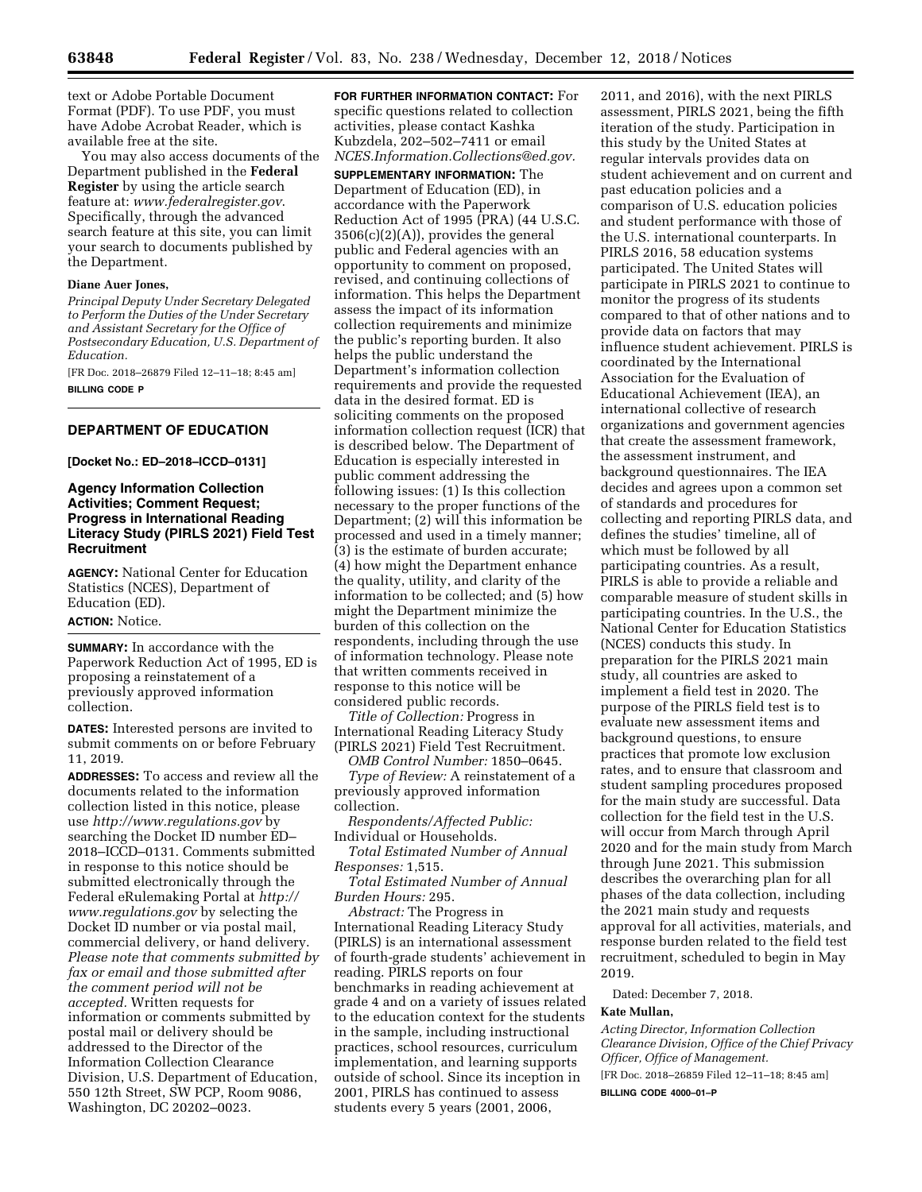text or Adobe Portable Document Format (PDF). To use PDF, you must have Adobe Acrobat Reader, which is available free at the site.

You may also access documents of the Department published in the **Federal Register** by using the article search feature at: *www.federalregister.gov*. Specifically, through the advanced search feature at this site, you can limit your search to documents published by the Department.

**Diane Auer Jones,**

*Principal Deputy Under Secretary Delegated to Perform the Duties of the Under Secretary and Assistant Secretary for the Office of Postsecondary Education, U.S. Department of Education.*

[FR Doc. 2018–26879 Filed 12–11–18; 8:45 am]

**BILLING CODE P**

---

## DEPARTMENT OF EDUCATION

**[Docket No.: ED–2018–ICCD–0131]**

### Agency Information Collection Activities; Comment Request; Progress in International Reading Literacy Study (PIRLS 2021) Field Test Recruitment

**AGENCY:** National Center for Education Statistics (NCES), Department of Education (ED).

**ACTION:** Notice.

---

**SUMMARY:** In accordance with the Paperwork Reduction Act of 1995, ED is proposing a reinstatement of a previously approved information collection.

**DATES:** Interested persons are invited to submit comments on or before February 11, 2019.

**ADDRESSES:** To access and review all the documents related to the information collection listed in this notice, please use *http://www.regulations.gov* by searching the Docket ID number ED–2018–ICCD–0131. Comments submitted in response to this notice should be submitted electronically through the Federal eRulemaking Portal at *http://www.regulations.gov* by selecting the Docket ID number or via postal mail, commercial delivery, or hand delivery. *Please note that comments submitted by fax or email and those submitted after the comment period will not be accepted.* Written requests for information or comments submitted by postal mail or delivery should be addressed to the Director of the Information Collection Clearance Division, U.S. Department of Education, 550 12th Street, SW PCP, Room 9086, Washington, DC 20202–0023.

**FOR FURTHER INFORMATION CONTACT:** For specific questions related to collection activities, please contact Kashka Kubzdela, 202–502–7411 or email *NCES.Information.Collections@ed.gov*.

**SUPPLEMENTARY INFORMATION:** The Department of Education (ED), in accordance with the Paperwork Reduction Act of 1995 (PRA) (44 U.S.C. 3506(c)(2)(A)), provides the general public and Federal agencies with an opportunity to comment on proposed, revised, and continuing collections of information. This helps the Department assess the impact of its information collection requirements and minimize the public's reporting burden. It also helps the public understand the Department's information collection requirements and provide the requested data in the desired format. ED is soliciting comments on the proposed information collection request (ICR) that is described below. The Department of Education is especially interested in public comment addressing the following issues: (1) Is this collection necessary to the proper functions of the Department; (2) will this information be processed and used in a timely manner; (3) is the estimate of burden accurate; (4) how might the Department enhance the quality, utility, and clarity of the information to be collected; and (5) how might the Department minimize the burden of this collection on the respondents, including through the use of information technology. Please note that written comments received in response to this notice will be considered public records.

*Title of Collection:* Progress in International Reading Literacy Study (PIRLS 2021) Field Test Recruitment.

*OMB Control Number:* 1850–0645.

*Type of Review:* A reinstatement of a previously approved information collection.

*Respondents/Affected Public:* Individual or Households.

*Total Estimated Number of Annual Responses:* 1,515.

*Total Estimated Number of Annual Burden Hours:* 295.

*Abstract:* The Progress in International Reading Literacy Study (PIRLS) is an international assessment of fourth-grade students' achievement in reading. PIRLS reports on four benchmarks in reading achievement at grade 4 and on a variety of issues related to the education context for the students in the sample, including instructional practices, school resources, curriculum implementation, and learning supports outside of school. Since its inception in 2001, PIRLS has continued to assess students every 5 years (2001, 2006, 2011, and 2016), with the next PIRLS assessment, PIRLS 2021, being the fifth iteration of the study. Participation in this study by the United States at regular intervals provides data on student achievement and on current and past education policies and a comparison of U.S. education policies and student performance with those of the U.S. international counterparts. In PIRLS 2016, 58 education systems participated. The United States will participate in PIRLS 2021 to continue to monitor the progress of its students compared to that of other nations and to provide data on factors that may influence student achievement. PIRLS is coordinated by the International Association for the Evaluation of Educational Achievement (IEA), an international collective of research organizations and government agencies that create the assessment framework, the assessment instrument, and background questionnaires. The IEA decides and agrees upon a common set of standards and procedures for collecting and reporting PIRLS data, and defines the studies' timeline, all of which must be followed by all participating countries. As a result, PIRLS is able to provide a reliable and comparable measure of student skills in participating countries. In the U.S., the National Center for Education Statistics (NCES) conducts this study. In preparation for the PIRLS 2021 main study, all countries are asked to implement a field test in 2020. The purpose of the PIRLS field test is to evaluate new assessment items and background questions, to ensure practices that promote low exclusion rates, and to ensure that classroom and student sampling procedures proposed for the main study are successful. Data collection for the field test in the U.S. will occur from March through April 2020 and for the main study from March through June 2021. This submission describes the overarching plan for all phases of the data collection, including the 2021 main study and requests approval for all activities, materials, and response burden related to the field test recruitment, scheduled to begin in May 2019.

Dated: December 7, 2018.

**Kate Mullan,**

*Acting Director, Information Collection Clearance Division, Office of the Chief Privacy Officer, Office of Management.*

[FR Doc. 2018–26859 Filed 12–11–18; 8:45 am]

**BILLING CODE 4000–01–P**